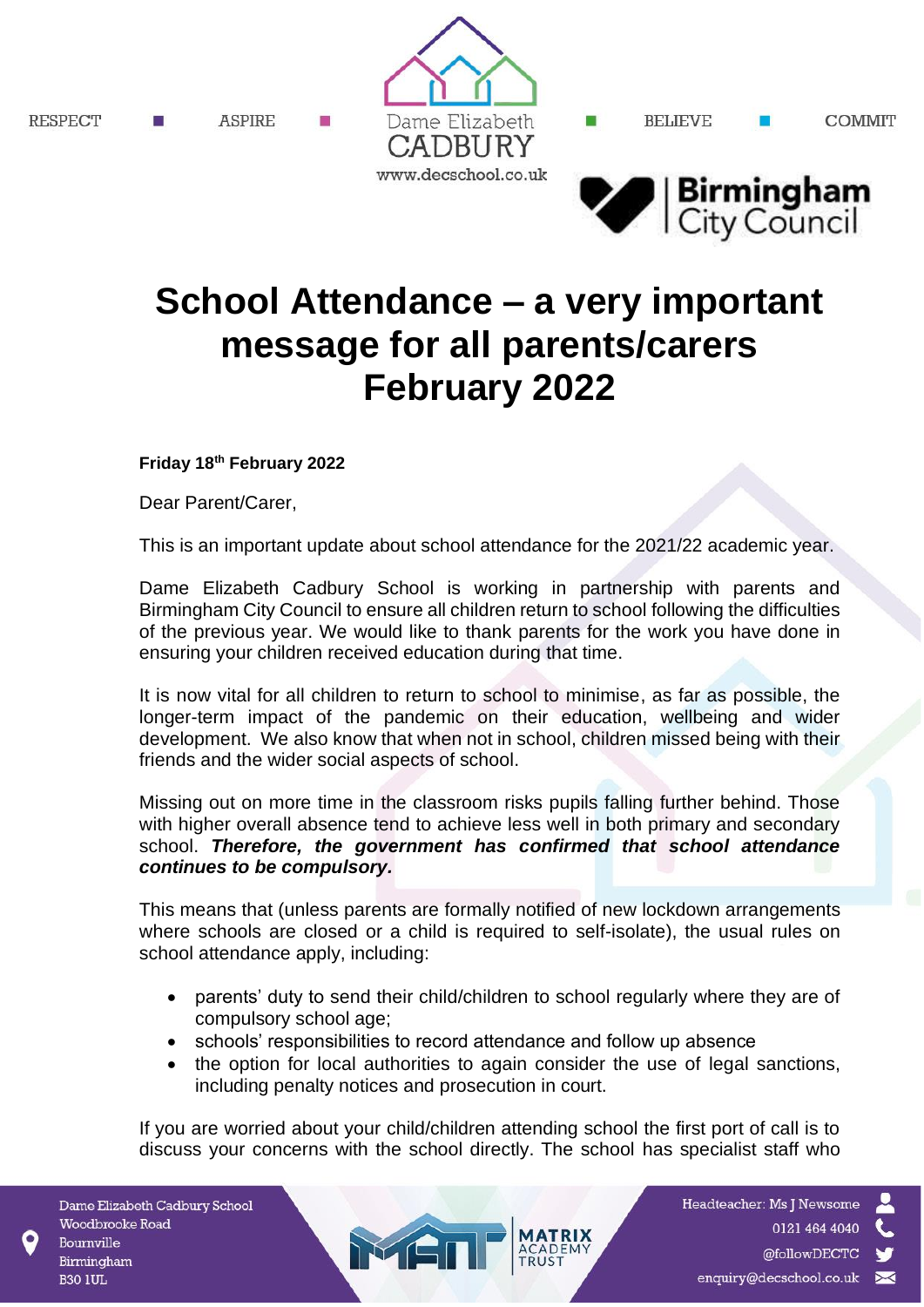RESPECT ASPIRE BELIEVE COMMIT

Dame Elizabeth CADBURY
www.decschool.co.uk

Birmingham City Council

# School Attendance – a very important message for all parents/carers February 2022

**Friday 18th February 2022**

Dear Parent/Carer,

This is an important update about school attendance for the 2021/22 academic year.

Dame Elizabeth Cadbury School is working in partnership with parents and Birmingham City Council to ensure all children return to school following the difficulties of the previous year. We would like to thank parents for the work you have done in ensuring your children received education during that time.

It is now vital for all children to return to school to minimise, as far as possible, the longer-term impact of the pandemic on their education, wellbeing and wider development. We also know that when not in school, children missed being with their friends and the wider social aspects of school.

Missing out on more time in the classroom risks pupils falling further behind. Those with higher overall absence tend to achieve less well in both primary and secondary school. ***Therefore, the government has confirmed that school attendance continues to be compulsory.***

This means that (unless parents are formally notified of new lockdown arrangements where schools are closed or a child is required to self-isolate), the usual rules on school attendance apply, including:

- parents' duty to send their child/children to school regularly where they are of compulsory school age;
- schools' responsibilities to record attendance and follow up absence
- the option for local authorities to again consider the use of legal sanctions, including penalty notices and prosecution in court.

If you are worried about your child/children attending school the first port of call is to discuss your concerns with the school directly. The school has specialist staff who

Dame Elizabeth Cadbury School
Woodbrooke Road
Bournville
Birmingham
B30 1UL

MATRIX ACADEMY TRUST

Headteacher: Ms J Newsome
0121 464 4040
@followDECTC
enquiry@decschool.co.uk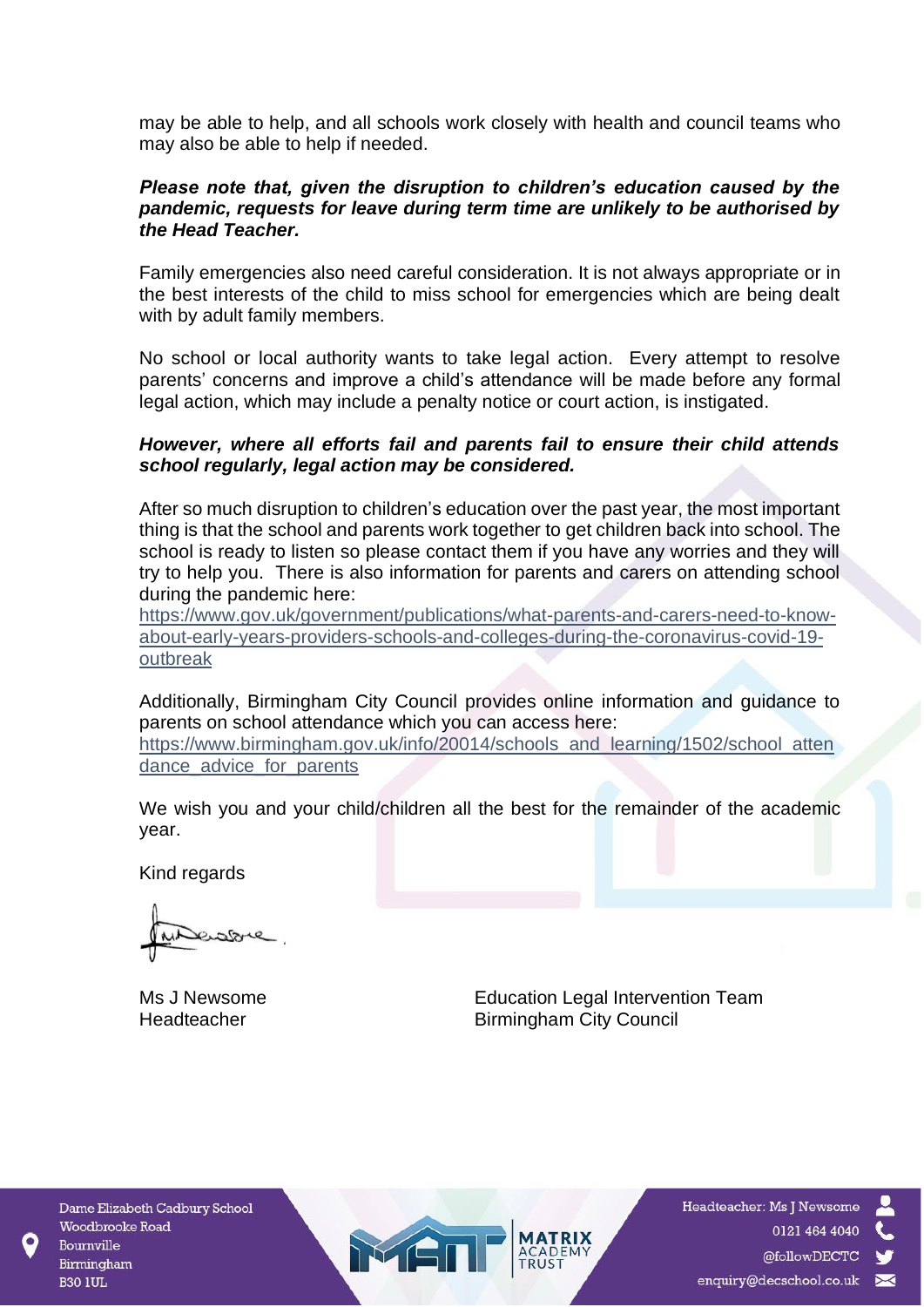may be able to help, and all schools work closely with health and council teams who may also be able to help if needed.

***Please note that, given the disruption to children's education caused by the pandemic, requests for leave during term time are unlikely to be authorised by the Head Teacher.***

Family emergencies also need careful consideration. It is not always appropriate or in the best interests of the child to miss school for emergencies which are being dealt with by adult family members.

No school or local authority wants to take legal action. Every attempt to resolve parents' concerns and improve a child's attendance will be made before any formal legal action, which may include a penalty notice or court action, is instigated.

***However, where all efforts fail and parents fail to ensure their child attends school regularly, legal action may be considered.***

After so much disruption to children's education over the past year, the most important thing is that the school and parents work together to get children back into school. The school is ready to listen so please contact them if you have any worries and they will try to help you. There is also information for parents and carers on attending school during the pandemic here: https://www.gov.uk/government/publications/what-parents-and-carers-need-to-know-about-early-years-providers-schools-and-colleges-during-the-coronavirus-covid-19-outbreak

Additionally, Birmingham City Council provides online information and guidance to parents on school attendance which you can access here: https://www.birmingham.gov.uk/info/20014/schools_and_learning/1502/school_attendance_advice_for_parents

We wish you and your child/children all the best for the remainder of the academic year.

Kind regards

Ms J Newsome
Headteacher

Education Legal Intervention Team
Birmingham City Council

Dame Elizabeth Cadbury School
Woodbrooke Road
Bournville
Birmingham
B30 1UL

MATRIX ACADEMY TRUST

Headteacher: Ms J Newsome
0121 464 4040
@followDECTC
enquiry@decschool.co.uk